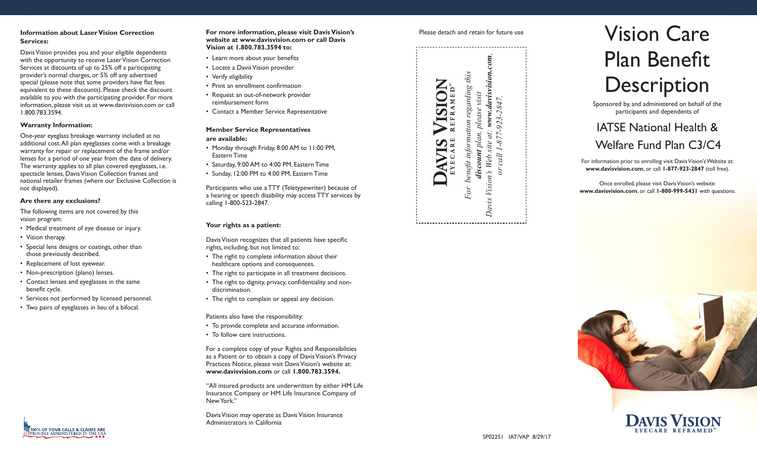**Information about Laser Vision Correction Services:**

Davis Vision provides you and your eligible dependents with the opportunity to receive Laser Vision Correction Services at discounts of up to 25% off a participating provider's normal charges, or 5% off any advertised special (please note that some providers have flat fees equivalent to these discounts). Please check the discount available to you with the participating provider. For more information, please visit us at www.davisvision.com or call 1.800.783.3594.

**Warranty Information:**

One-year eyeglass breakage warranty included at no additional cost. All plan eyeglasses come with a breakage warranty for repair or replacement of the frame and/or lenses for a period of one year from the date of delivery. The warranty applies to all plan covered eyeglasses, i.e. spectacle lenses, Davis Vision Collection frames and national retailer frames (where our Exclusive Collection is not displayed).

**Are there any exclusions?**

The following items are not covered by this vision program:

- Medical treatment of eye disease or injury.
- Vision therapy.
- Special lens designs or coatings, other than those previously described.
- Replacement of lost eyewear.
- Non-prescription (plano) lenses.
- Contact lenses and eyeglasses in the same benefit cycle.
- Services not performed by licensed personnel.
- Two pairs of eyeglasses in lieu of a bifocal.

100% OF YOUR CALLS & CLAIMS ARE PROUDLY ADMINISTERED IN THE USA

**For more information, please visit Davis Vision's website at www.davisvision.com or call Davis Vision at 1.800.783.3594 to:**

- Learn more about your benefits
- Locate a Davis Vision provider
- Verify eligibility
- Print an enrollment confirmation
- Request an out-of-network provider reimbursement form
- Contact a Member Service Representative

**Member Service Representatives are available:**

- Monday through Friday, 8:00 AM to 11:00 PM, Eastern Time
- Saturday, 9:00 AM to 4:00 PM, Eastern Time
- Sunday, 12:00 PM to 4:00 PM, Eastern Time

Participants who use a TTY (Teletypewriter) because of a hearing or speech disability may access TTY services by calling 1-800-523-2847.

**Your rights as a patient:**

Davis Vision recognizes that all patients have specific rights, including, but not limited to:

- The right to complete information about their healthcare options and consequences.
- The right to participate in all treatment decisions.
- The right to dignity, privacy, confidentiality and non-discrimination.
- The right to complain or appeal any decision.

Patients also have the responsibility:

- To provide complete and accurate information.
- To follow care instructions.

For a complete copy of your Rights and Responsibilities as a Patient or to obtain a copy of Davis Vision's Privacy Practices Notice, please visit Davis Vision's website at: **www.davisvision.com** or call **1.800.783.3594.**

"All insured products are underwritten by either HM Life Insurance Company or HM Life Insurance Company of New York."

Davis Vision may operate as Davis Vision Insurance Administrators in California

Please detach and retain for future use

**DAVIS VISION** EYECARE REFRAMED℠

*For benefit information regarding this **discount** plan, please visit Davis Vision's Web site at: **www.davisvision.com**, or call 1-877-923-2847.*

SP02251 IAT/VAP 8/29/17

# Vision Care Plan Benefit Description

Sponsored by, and administered on behalf of the participants and dependents of

## IATSE National Health & Welfare Fund Plan C3/C4

For information prior to enrolling visit Davis Vision's Website at: **www.davisvision.com**, or call **1-877-923-2847** (toll free).

Once enrolled, please visit Davis Vision's website: **www.davisvision.com**, or call **1-800-999-5431** with questions.

DAVIS VISION EYECARE REFRAMED℠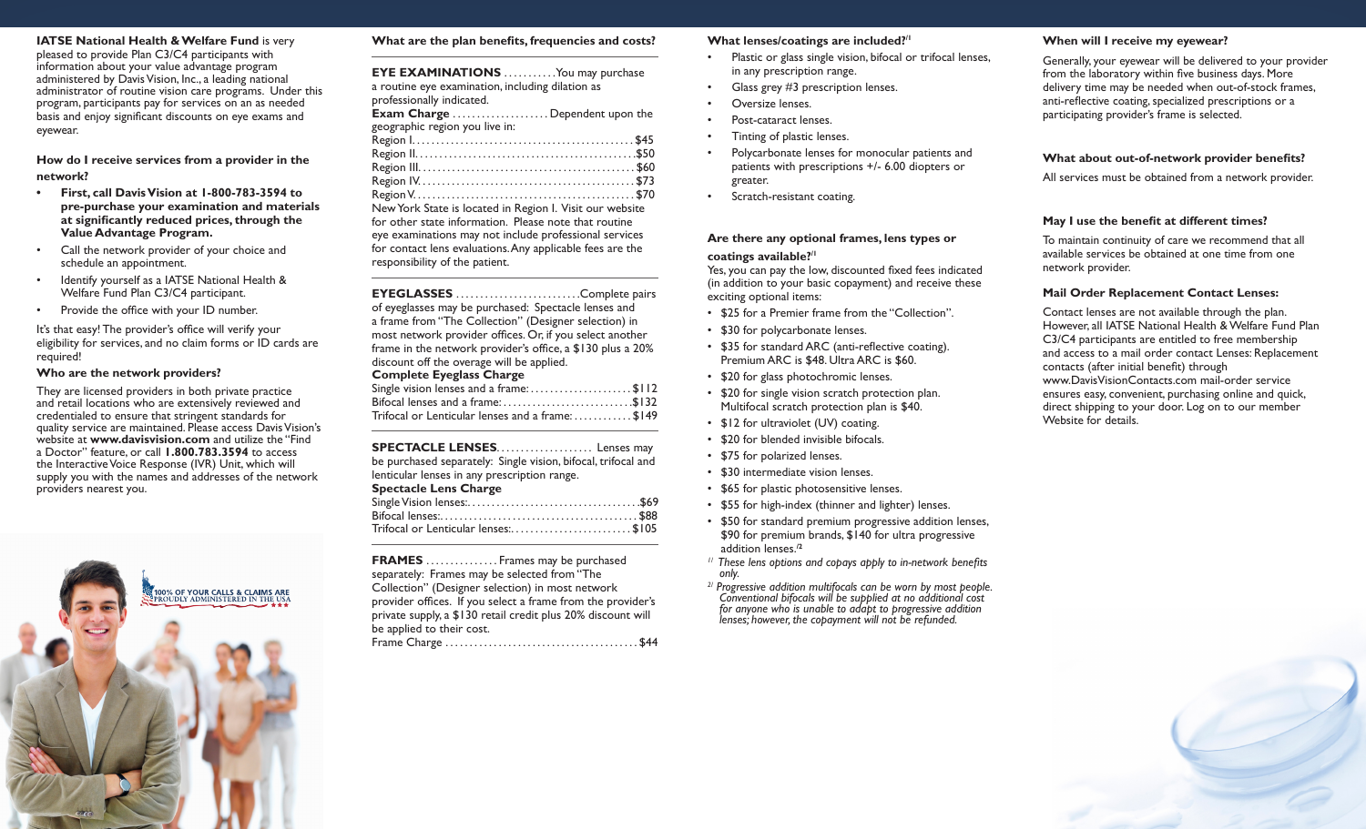**IATSE National Health & Welfare Fund** is very pleased to provide Plan C3/C4 participants with information about your value advantage program administered by Davis Vision, Inc., a leading national administrator of routine vision care programs. Under this program, participants pay for services on an as needed basis and enjoy significant discounts on eye exams and eyewear.

### How do I receive services from a provider in the network?

- **First, call Davis Vision at 1-800-783-3594 to pre-purchase your examination and materials at significantly reduced prices, through the Value Advantage Program.**
- Call the network provider of your choice and schedule an appointment.
- Identify yourself as a IATSE National Health & Welfare Fund Plan C3/C4 participant.
- Provide the office with your ID number.

It's that easy! The provider's office will verify your eligibility for services, and no claim forms or ID cards are required!

### Who are the network providers?

They are licensed providers in both private practice and retail locations who are extensively reviewed and credentialed to ensure that stringent standards for quality service are maintained. Please access Davis Vision's website at **www.davisvision.com** and utilize the "Find a Doctor" feature, or call **1.800.783.3594** to access the Interactive Voice Response (IVR) Unit, which will supply you with the names and addresses of the network providers nearest you.

100% OF YOUR CALLS & CLAIMS ARE PROUDLY ADMINISTERED IN THE USA

### What are the plan benefits, frequencies and costs?

**EYE EXAMINATIONS** ........... You may purchase a routine eye examination, including dilation as professionally indicated.

**Exam Charge** .................... Dependent upon the geographic region you live in:

| | |
|---|---|
| Region I | $45 |
| Region II | $50 |
| Region III | $60 |
| Region IV | $73 |
| Region V | $70 |

New York State is located in Region I. Visit our website for other state information. Please note that routine eye examinations may not include professional services for contact lens evaluations. Any applicable fees are the responsibility of the patient.

**EYEGLASSES** .......................... Complete pairs of eyeglasses may be purchased: Spectacle lenses and a frame from "The Collection" (Designer selection) in most network provider offices. Or, if you select another frame in the network provider's office, a $130 plus a 20% discount off the overage will be applied.

**Complete Eyeglass Charge**

| | |
|---|---|
| Single vision lenses and a frame: | $112 |
| Bifocal lenses and a frame: | $132 |
| Trifocal or Lenticular lenses and a frame: | $149 |

**SPECTACLE LENSES**................... Lenses may be purchased separately: Single vision, bifocal, trifocal and lenticular lenses in any prescription range.

**Spectacle Lens Charge**

| | |
|---|---|
| Single Vision lenses: | $69 |
| Bifocal lenses: | $88 |
| Trifocal or Lenticular lenses: | $105 |

**FRAMES** ............... Frames may be purchased separately: Frames may be selected from "The Collection" (Designer selection) in most network provider offices. If you select a frame from the provider's private supply, a $130 retail credit plus 20% discount will be applied to their cost.

Frame Charge ........................................ $44

### What lenses/coatings are included?[1]

- Plastic or glass single vision, bifocal or trifocal lenses, in any prescription range.
- Glass grey #3 prescription lenses.
- Oversize lenses.
- Post-cataract lenses.
- Tinting of plastic lenses.
- Polycarbonate lenses for monocular patients and patients with prescriptions +/- 6.00 diopters or greater.
- Scratch-resistant coating.

### Are there any optional frames, lens types or coatings available?[1]

Yes, you can pay the low, discounted fixed fees indicated (in addition to your basic copayment) and receive these exciting optional items:

- $25 for a Premier frame from the "Collection".
- $30 for polycarbonate lenses.
- $35 for standard ARC (anti-reflective coating). Premium ARC is $48. Ultra ARC is $60.
- $20 for glass photochromic lenses.
- $20 for single vision scratch protection plan. Multifocal scratch protection plan is $40.
- $12 for ultraviolet (UV) coating.
- $20 for blended invisible bifocals.
- $75 for polarized lenses.
- $30 intermediate vision lenses.
- $65 for plastic photosensitive lenses.
- $55 for high-index (thinner and lighter) lenses.
- $50 for standard premium progressive addition lenses, $90 for premium brands, $140 for ultra progressive addition lenses.[2]

*[1] These lens options and copays apply to in-network benefits only.*

*[2] Progressive addition multifocals can be worn by most people. Conventional bifocals will be supplied at no additional cost for anyone who is unable to adapt to progressive addition lenses; however, the copayment will not be refunded.*

### When will I receive my eyewear?

Generally, your eyewear will be delivered to your provider from the laboratory within five business days. More delivery time may be needed when out-of-stock frames, anti-reflective coating, specialized prescriptions or a participating provider's frame is selected.

### What about out-of-network provider benefits?

All services must be obtained from a network provider.

### May I use the benefit at different times?

To maintain continuity of care we recommend that all available services be obtained at one time from one network provider.

### Mail Order Replacement Contact Lenses:

Contact lenses are not available through the plan. However, all IATSE National Health & Welfare Fund Plan C3/C4 participants are entitled to free membership and access to a mail order contact Lenses: Replacement contacts (after initial benefit) through www.DavisVisionContacts.com mail-order service ensures easy, convenient, purchasing online and quick, direct shipping to your door. Log on to our member Website for details.